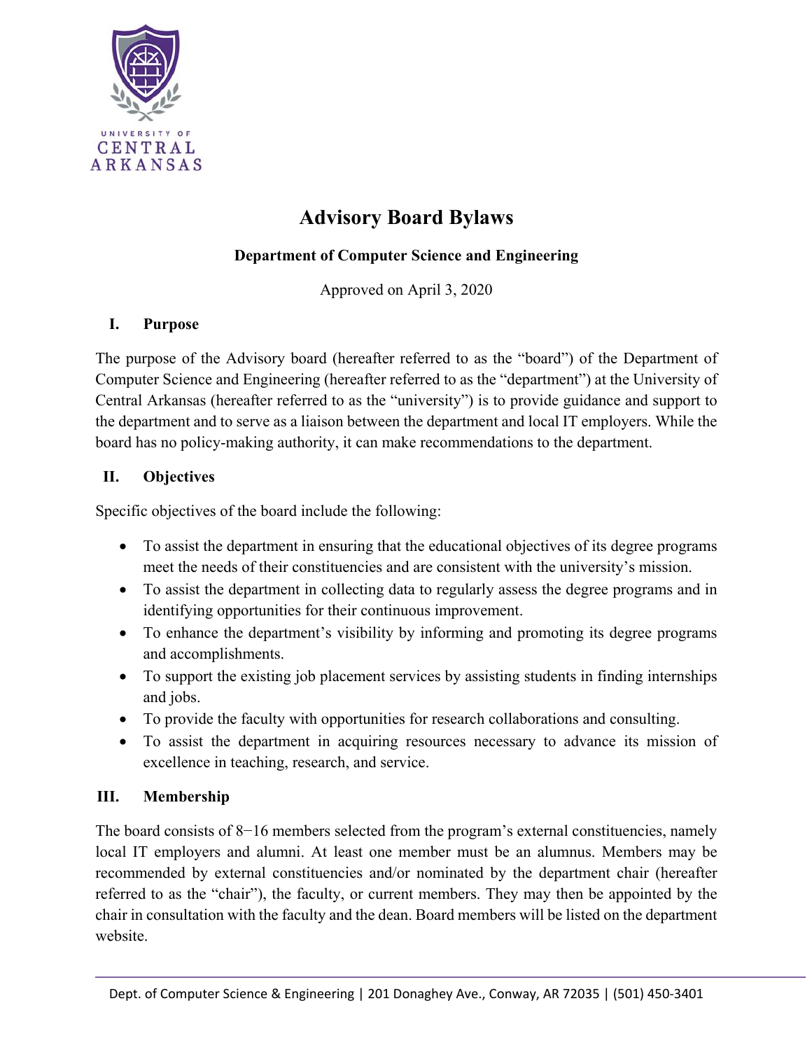# Advisory Board Bylaws

**Department of Computer Science and Engineering**

Approved on April 3, 2020

## I. Purpose

The purpose of the Advisory board (hereafter referred to as the "board") of the Department of Computer Science and Engineering (hereafter referred to as the "department") at the University of Central Arkansas (hereafter referred to as the "university") is to provide guidance and support to the department and to serve as a liaison between the department and local IT employers. While the board has no policy-making authority, it can make recommendations to the department.

## II. Objectives

Specific objectives of the board include the following:

- To assist the department in ensuring that the educational objectives of its degree programs meet the needs of their constituencies and are consistent with the university's mission.
- To assist the department in collecting data to regularly assess the degree programs and in identifying opportunities for their continuous improvement.
- To enhance the department's visibility by informing and promoting its degree programs and accomplishments.
- To support the existing job placement services by assisting students in finding internships and jobs.
- To provide the faculty with opportunities for research collaborations and consulting.
- To assist the department in acquiring resources necessary to advance its mission of excellence in teaching, research, and service.

## III. Membership

The board consists of 8−16 members selected from the program's external constituencies, namely local IT employers and alumni. At least one member must be an alumnus. Members may be recommended by external constituencies and/or nominated by the department chair (hereafter referred to as the "chair"), the faculty, or current members. They may then be appointed by the chair in consultation with the faculty and the dean. Board members will be listed on the department website.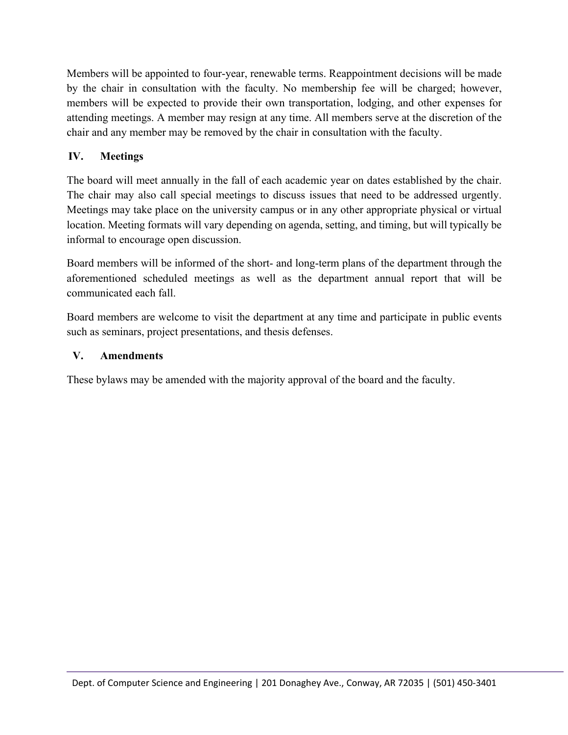Members will be appointed to four-year, renewable terms. Reappointment decisions will be made by the chair in consultation with the faculty. No membership fee will be charged; however, members will be expected to provide their own transportation, lodging, and other expenses for attending meetings. A member may resign at any time. All members serve at the discretion of the chair and any member may be removed by the chair in consultation with the faculty.

## IV. Meetings

The board will meet annually in the fall of each academic year on dates established by the chair. The chair may also call special meetings to discuss issues that need to be addressed urgently. Meetings may take place on the university campus or in any other appropriate physical or virtual location. Meeting formats will vary depending on agenda, setting, and timing, but will typically be informal to encourage open discussion.

Board members will be informed of the short- and long-term plans of the department through the aforementioned scheduled meetings as well as the department annual report that will be communicated each fall.

Board members are welcome to visit the department at any time and participate in public events such as seminars, project presentations, and thesis defenses.

## V. Amendments

These bylaws may be amended with the majority approval of the board and the faculty.